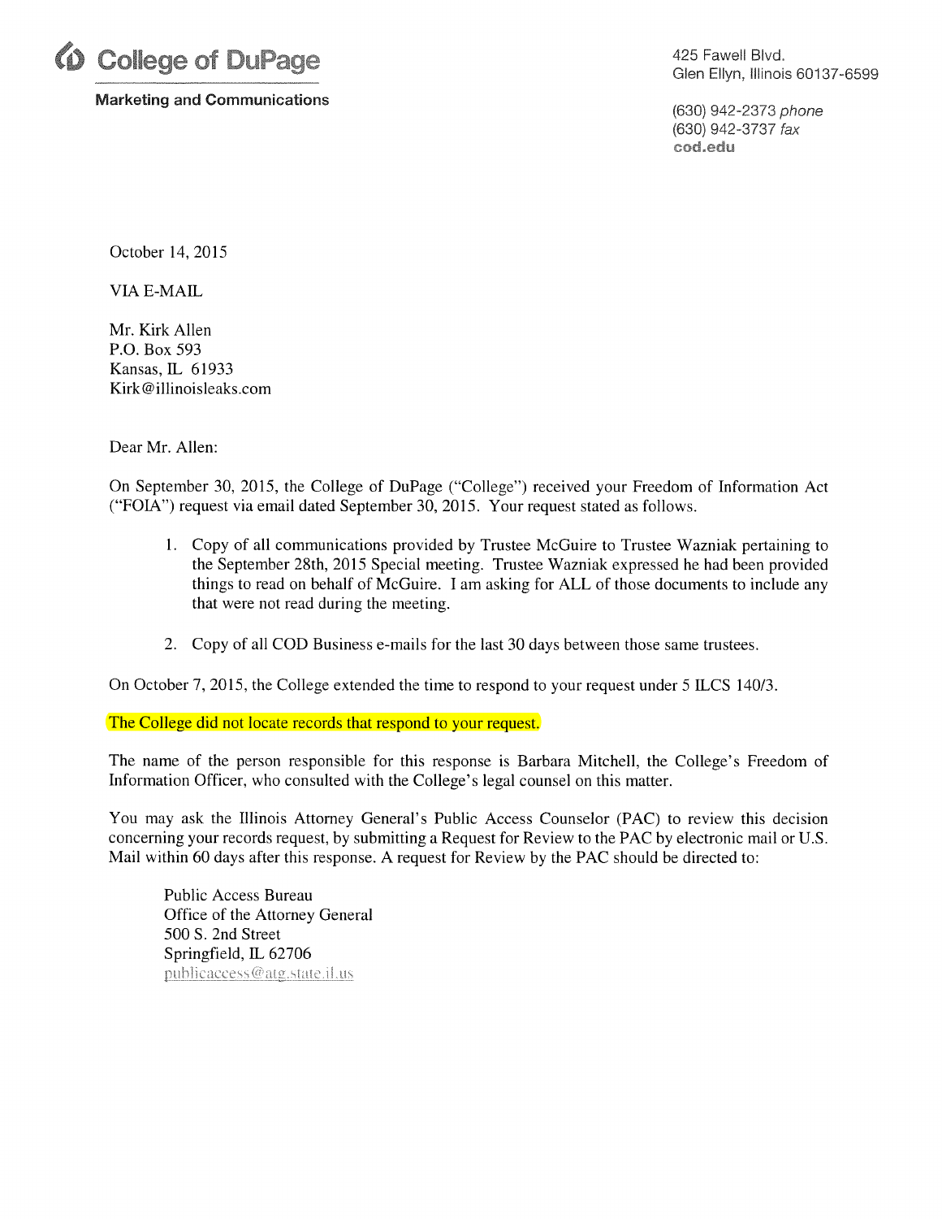**College of DuPage**

**Marketing and Communications**

425 Fawell Blvd.
Glen Ellyn, Illinois 60137-6599

(630) 942-2373 *phone*
(630) 942-3737 *fax*
**cod.edu**

October 14, 2015

VIA E-MAIL

Mr. Kirk Allen
P.O. Box 593
Kansas, IL 61933
Kirk@illinoisleaks.com

Dear Mr. Allen:

On September 30, 2015, the College of DuPage ("College") received your Freedom of Information Act ("FOIA") request via email dated September 30, 2015. Your request stated as follows.

1. Copy of all communications provided by Trustee McGuire to Trustee Wazniak pertaining to the September 28th, 2015 Special meeting. Trustee Wazniak expressed he had been provided things to read on behalf of McGuire. I am asking for ALL of those documents to include any that were not read during the meeting.

2. Copy of all COD Business e-mails for the last 30 days between those same trustees.

On October 7, 2015, the College extended the time to respond to your request under 5 ILCS 140/3.

The College did not locate records that respond to your request.

The name of the person responsible for this response is Barbara Mitchell, the College's Freedom of Information Officer, who consulted with the College's legal counsel on this matter.

You may ask the Illinois Attorney General's Public Access Counselor (PAC) to review this decision concerning your records request, by submitting a Request for Review to the PAC by electronic mail or U.S. Mail within 60 days after this response. A request for Review by the PAC should be directed to:

Public Access Bureau
Office of the Attorney General
500 S. 2nd Street
Springfield, IL 62706
publicaccess@atg.state.il.us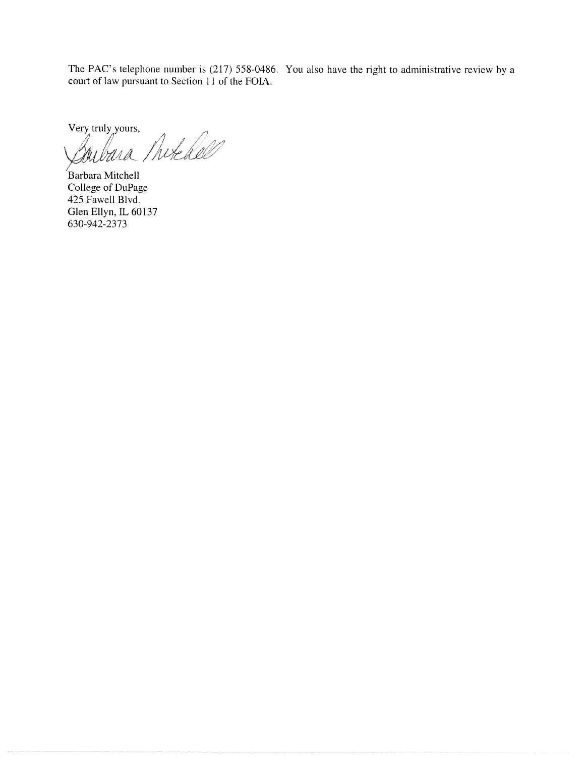The PAC's telephone number is (217) 558-0486. You also have the right to administrative review by a court of law pursuant to Section 11 of the FOIA.

Very truly yours,

Barbara Mitchell
College of DuPage
425 Fawell Blvd.
Glen Ellyn, IL 60137
630-942-2373